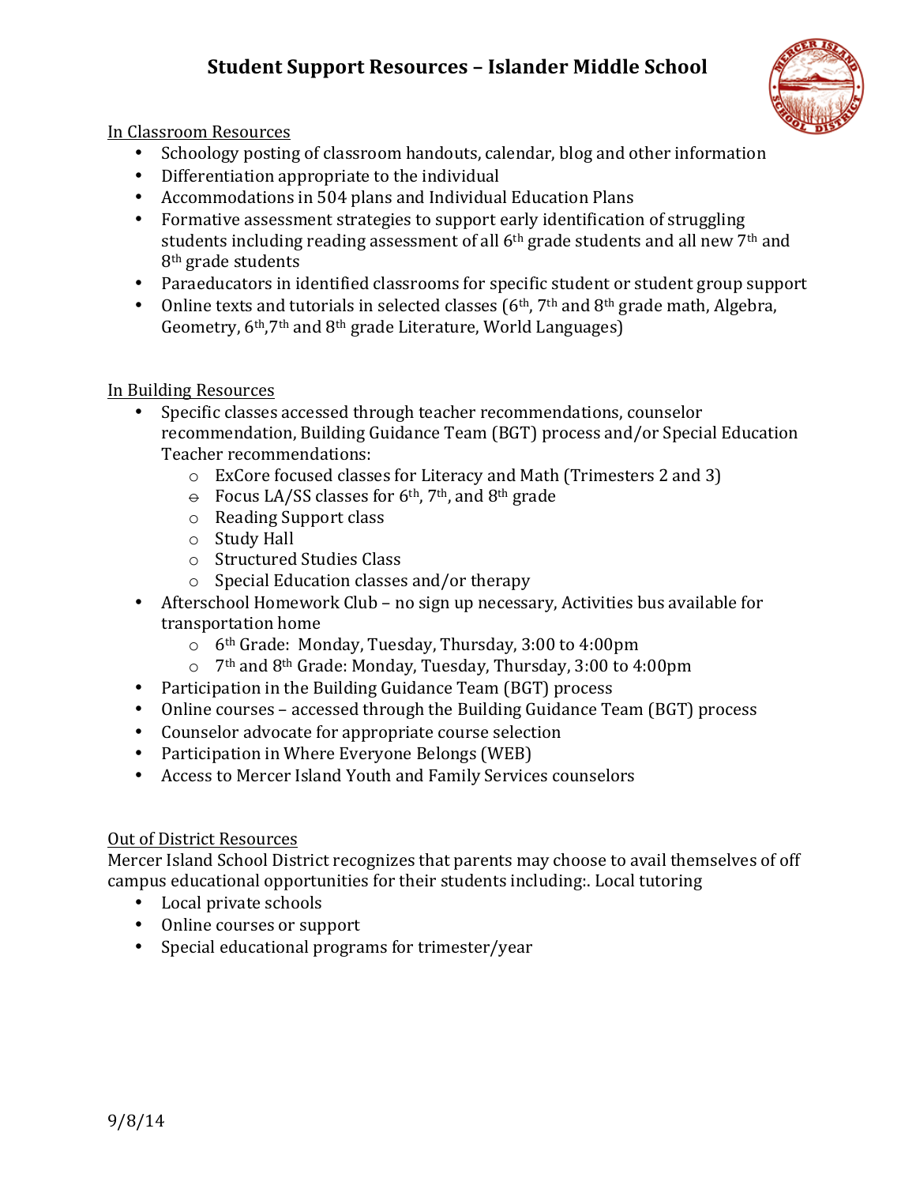# Student Support Resources – Islander Middle School

In Classroom Resources

- Schoology posting of classroom handouts, calendar, blog and other information
- Differentiation appropriate to the individual
- Accommodations in 504 plans and Individual Education Plans
- Formative assessment strategies to support early identification of struggling students including reading assessment of all 6th grade students and all new 7th and 8th grade students
- Paraeducators in identified classrooms for specific student or student group support
- Online texts and tutorials in selected classes (6th, 7th and 8th grade math, Algebra, Geometry, 6th,7th and 8th grade Literature, World Languages)

In Building Resources

- Specific classes accessed through teacher recommendations, counselor recommendation, Building Guidance Team (BGT) process and/or Special Education Teacher recommendations:
  - ExCore focused classes for Literacy and Math (Trimesters 2 and 3)
  - Focus LA/SS classes for 6th, 7th, and 8th grade
  - Reading Support class
  - Study Hall
  - Structured Studies Class
  - Special Education classes and/or therapy
- Afterschool Homework Club – no sign up necessary, Activities bus available for transportation home
  - 6th Grade: Monday, Tuesday, Thursday, 3:00 to 4:00pm
  - 7th and 8th Grade: Monday, Tuesday, Thursday, 3:00 to 4:00pm
- Participation in the Building Guidance Team (BGT) process
- Online courses – accessed through the Building Guidance Team (BGT) process
- Counselor advocate for appropriate course selection
- Participation in Where Everyone Belongs (WEB)
- Access to Mercer Island Youth and Family Services counselors

Out of District Resources

Mercer Island School District recognizes that parents may choose to avail themselves of off campus educational opportunities for their students including:. Local tutoring

- Local private schools
- Online courses or support
- Special educational programs for trimester/year

9/8/14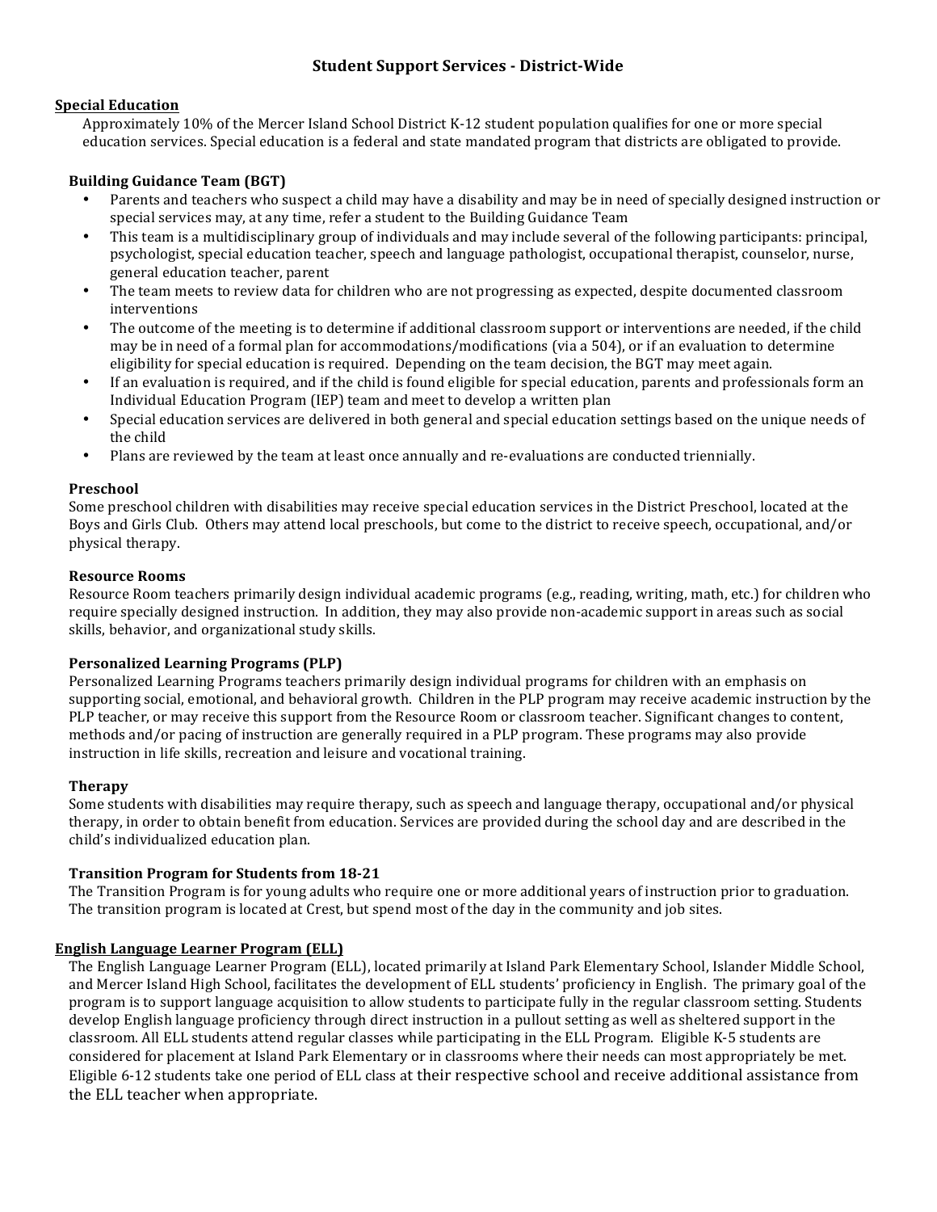# Student Support Services - District-Wide

## Special Education

Approximately 10% of the Mercer Island School District K-12 student population qualifies for one or more special education services. Special education is a federal and state mandated program that districts are obligated to provide.

### Building Guidance Team (BGT)

- Parents and teachers who suspect a child may have a disability and may be in need of specially designed instruction or special services may, at any time, refer a student to the Building Guidance Team
- This team is a multidisciplinary group of individuals and may include several of the following participants: principal, psychologist, special education teacher, speech and language pathologist, occupational therapist, counselor, nurse, general education teacher, parent
- The team meets to review data for children who are not progressing as expected, despite documented classroom interventions
- The outcome of the meeting is to determine if additional classroom support or interventions are needed, if the child may be in need of a formal plan for accommodations/modifications (via a 504), or if an evaluation to determine eligibility for special education is required. Depending on the team decision, the BGT may meet again.
- If an evaluation is required, and if the child is found eligible for special education, parents and professionals form an Individual Education Program (IEP) team and meet to develop a written plan
- Special education services are delivered in both general and special education settings based on the unique needs of the child
- Plans are reviewed by the team at least once annually and re-evaluations are conducted triennially.

### Preschool

Some preschool children with disabilities may receive special education services in the District Preschool, located at the Boys and Girls Club. Others may attend local preschools, but come to the district to receive speech, occupational, and/or physical therapy.

### Resource Rooms

Resource Room teachers primarily design individual academic programs (e.g., reading, writing, math, etc.) for children who require specially designed instruction. In addition, they may also provide non-academic support in areas such as social skills, behavior, and organizational study skills.

### Personalized Learning Programs (PLP)

Personalized Learning Programs teachers primarily design individual programs for children with an emphasis on supporting social, emotional, and behavioral growth. Children in the PLP program may receive academic instruction by the PLP teacher, or may receive this support from the Resource Room or classroom teacher. Significant changes to content, methods and/or pacing of instruction are generally required in a PLP program. These programs may also provide instruction in life skills, recreation and leisure and vocational training.

### Therapy

Some students with disabilities may require therapy, such as speech and language therapy, occupational and/or physical therapy, in order to obtain benefit from education. Services are provided during the school day and are described in the child's individualized education plan.

### Transition Program for Students from 18-21

The Transition Program is for young adults who require one or more additional years of instruction prior to graduation. The transition program is located at Crest, but spend most of the day in the community and job sites.

## English Language Learner Program (ELL)

The English Language Learner Program (ELL), located primarily at Island Park Elementary School, Islander Middle School, and Mercer Island High School, facilitates the development of ELL students' proficiency in English. The primary goal of the program is to support language acquisition to allow students to participate fully in the regular classroom setting. Students develop English language proficiency through direct instruction in a pullout setting as well as sheltered support in the classroom. All ELL students attend regular classes while participating in the ELL Program. Eligible K-5 students are considered for placement at Island Park Elementary or in classrooms where their needs can most appropriately be met. Eligible 6-12 students take one period of ELL class at their respective school and receive additional assistance from the ELL teacher when appropriate.